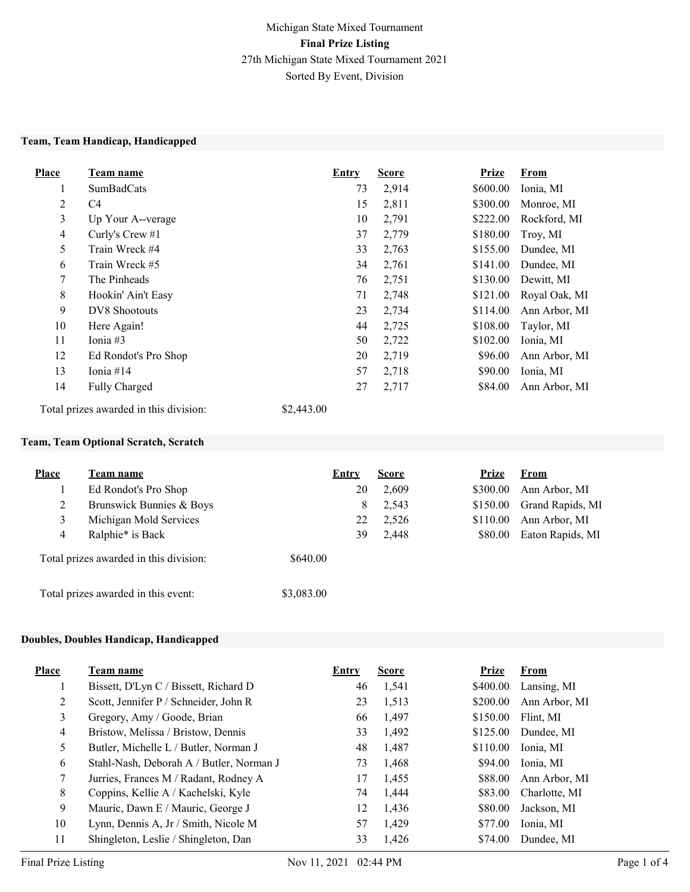Michigan State Mixed Tournament

**Final Prize Listing**

27th Michigan State Mixed Tournament 2021

Sorted By Event, Division

### Team, Team Handicap, Handicapped

| Place | Team name | Entry | Score | Prize | From |
|---|---|---|---|---|---|
| 1 | SumBadCats | 73 | 2,914 | $600.00 | Ionia, MI |
| 2 | C4 | 15 | 2,811 | $300.00 | Monroe, MI |
| 3 | Up Your A--verage | 10 | 2,791 | $222.00 | Rockford, MI |
| 4 | Curly's Crew #1 | 37 | 2,779 | $180.00 | Troy, MI |
| 5 | Train Wreck #4 | 33 | 2,763 | $155.00 | Dundee, MI |
| 6 | Train Wreck #5 | 34 | 2,761 | $141.00 | Dundee, MI |
| 7 | The Pinheads | 76 | 2,751 | $130.00 | Dewitt, MI |
| 8 | Hookin' Ain't Easy | 71 | 2,748 | $121.00 | Royal Oak, MI |
| 9 | DV8 Shootouts | 23 | 2,734 | $114.00 | Ann Arbor, MI |
| 10 | Here Again! | 44 | 2,725 | $108.00 | Taylor, MI |
| 11 | Ionia #3 | 50 | 2,722 | $102.00 | Ionia, MI |
| 12 | Ed Rondot's Pro Shop | 20 | 2,719 | $96.00 | Ann Arbor, MI |
| 13 | Ionia #14 | 57 | 2,718 | $90.00 | Ionia, MI |
| 14 | Fully Charged | 27 | 2,717 | $84.00 | Ann Arbor, MI |

Total prizes awarded in this division: $2,443.00

### Team, Team Optional Scratch, Scratch

| Place | Team name | Entry | Score | Prize | From |
|---|---|---|---|---|---|
| 1 | Ed Rondot's Pro Shop | 20 | 2,609 | $300.00 | Ann Arbor, MI |
| 2 | Brunswick Bunnies & Boys | 8 | 2,543 | $150.00 | Grand Rapids, MI |
| 3 | Michigan Mold Services | 22 | 2,526 | $110.00 | Ann Arbor, MI |
| 4 | Ralphie* is Back | 39 | 2,448 | $80.00 | Eaton Rapids, MI |

Total prizes awarded in this division: $640.00

Total prizes awarded in this event: $3,083.00

### Doubles, Doubles Handicap, Handicapped

| Place | Team name | Entry | Score | Prize | From |
|---|---|---|---|---|---|
| 1 | Bissett, D'Lyn C / Bissett, Richard D | 46 | 1,541 | $400.00 | Lansing, MI |
| 2 | Scott, Jennifer P / Schneider, John R | 23 | 1,513 | $200.00 | Ann Arbor, MI |
| 3 | Gregory, Amy / Goode, Brian | 66 | 1,497 | $150.00 | Flint, MI |
| 4 | Bristow, Melissa / Bristow, Dennis | 33 | 1,492 | $125.00 | Dundee, MI |
| 5 | Butler, Michelle L / Butler, Norman J | 48 | 1,487 | $110.00 | Ionia, MI |
| 6 | Stahl-Nash, Deborah A / Butler, Norman J | 73 | 1,468 | $94.00 | Ionia, MI |
| 7 | Jurries, Frances M / Radant, Rodney A | 17 | 1,455 | $88.00 | Ann Arbor, MI |
| 8 | Coppins, Kellie A / Kachelski, Kyle | 74 | 1,444 | $83.00 | Charlotte, MI |
| 9 | Mauric, Dawn E / Mauric, George J | 12 | 1,436 | $80.00 | Jackson, MI |
| 10 | Lynn, Dennis A, Jr / Smith, Nicole M | 57 | 1,429 | $77.00 | Ionia, MI |
| 11 | Shingleton, Leslie / Shingleton, Dan | 33 | 1,426 | $74.00 | Dundee, MI |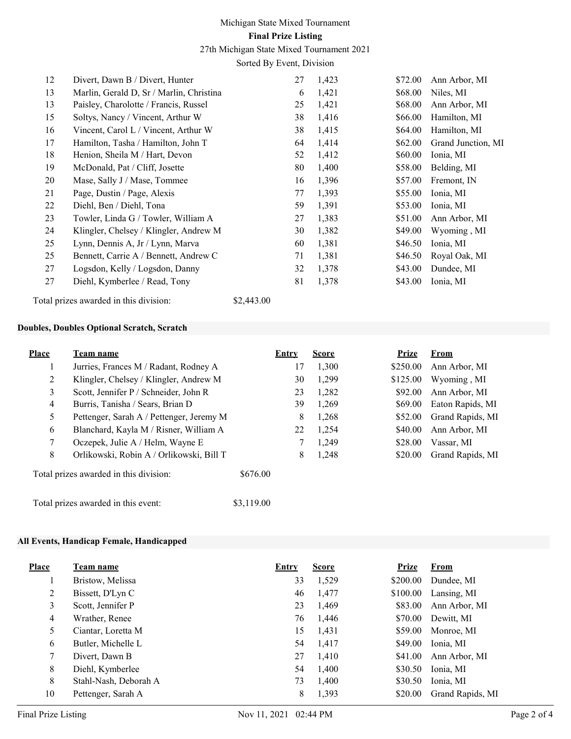| Place | Team name | Entry | Score | Prize | From |
|---|---|---|---|---|---|
| 12 | Divert, Dawn B / Divert, Hunter | 27 | 1,423 | $72.00 | Ann Arbor, MI |
| 13 | Marlin, Gerald D, Sr / Marlin, Christina | 6 | 1,421 | $68.00 | Niles, MI |
| 13 | Paisley, Charolotte / Francis, Russel | 25 | 1,421 | $68.00 | Ann Arbor, MI |
| 15 | Soltys, Nancy / Vincent, Arthur W | 38 | 1,416 | $66.00 | Hamilton, MI |
| 16 | Vincent, Carol L / Vincent, Arthur W | 38 | 1,415 | $64.00 | Hamilton, MI |
| 17 | Hamilton, Tasha / Hamilton, John T | 64 | 1,414 | $62.00 | Grand Junction, MI |
| 18 | Henion, Sheila M / Hart, Devon | 52 | 1,412 | $60.00 | Ionia, MI |
| 19 | McDonald, Pat / Cliff, Josette | 80 | 1,400 | $58.00 | Belding, MI |
| 20 | Mase, Sally J / Mase, Tommee | 16 | 1,396 | $57.00 | Fremont, IN |
| 21 | Page, Dustin / Page, Alexis | 77 | 1,393 | $55.00 | Ionia, MI |
| 22 | Diehl, Ben / Diehl, Tona | 59 | 1,391 | $53.00 | Ionia, MI |
| 23 | Towler, Linda G / Towler, William A | 27 | 1,383 | $51.00 | Ann Arbor, MI |
| 24 | Klingler, Chelsey / Klingler, Andrew M | 30 | 1,382 | $49.00 | Wyoming , MI |
| 25 | Lynn, Dennis A, Jr / Lynn, Marva | 60 | 1,381 | $46.50 | Ionia, MI |
| 25 | Bennett, Carrie A / Bennett, Andrew C | 71 | 1,381 | $46.50 | Royal Oak, MI |
| 27 | Logsdon, Kelly / Logsdon, Danny | 32 | 1,378 | $43.00 | Dundee, MI |
| 27 | Diehl, Kymberlee / Read, Tony | 81 | 1,378 | $43.00 | Ionia, MI |

Total prizes awarded in this division: $2,443.00

**Doubles, Doubles Optional Scratch, Scratch**

| Place | Team name | Entry | Score | Prize | From |
|---|---|---|---|---|---|
| 1 | Jurries, Frances M / Radant, Rodney A | 17 | 1,300 | $250.00 | Ann Arbor, MI |
| 2 | Klingler, Chelsey / Klingler, Andrew M | 30 | 1,299 | $125.00 | Wyoming , MI |
| 3 | Scott, Jennifer P / Schneider, John R | 23 | 1,282 | $92.00 | Ann Arbor, MI |
| 4 | Burris, Tanisha / Sears, Brian D | 39 | 1,269 | $69.00 | Eaton Rapids, MI |
| 5 | Pettenger, Sarah A / Pettenger, Jeremy M | 8 | 1,268 | $52.00 | Grand Rapids, MI |
| 6 | Blanchard, Kayla M / Risner, William A | 22 | 1,254 | $40.00 | Ann Arbor, MI |
| 7 | Oczepek, Julie A / Helm, Wayne E | 7 | 1,249 | $28.00 | Vassar, MI |
| 8 | Orlikowski, Robin A / Orlikowski, Bill T | 8 | 1,248 | $20.00 | Grand Rapids, MI |

Total prizes awarded in this division: $676.00

Total prizes awarded in this event: $3,119.00

**All Events, Handicap Female, Handicapped**

| Place | Team name | Entry | Score | Prize | From |
|---|---|---|---|---|---|
| 1 | Bristow, Melissa | 33 | 1,529 | $200.00 | Dundee, MI |
| 2 | Bissett, D'Lyn C | 46 | 1,477 | $100.00 | Lansing, MI |
| 3 | Scott, Jennifer P | 23 | 1,469 | $83.00 | Ann Arbor, MI |
| 4 | Wrather, Renee | 76 | 1,446 | $70.00 | Dewitt, MI |
| 5 | Ciantar, Loretta M | 15 | 1,431 | $59.00 | Monroe, MI |
| 6 | Butler, Michelle L | 54 | 1,417 | $49.00 | Ionia, MI |
| 7 | Divert, Dawn B | 27 | 1,410 | $41.00 | Ann Arbor, MI |
| 8 | Diehl, Kymberlee | 54 | 1,400 | $30.50 | Ionia, MI |
| 8 | Stahl-Nash, Deborah A | 73 | 1,400 | $30.50 | Ionia, MI |
| 10 | Pettenger, Sarah A | 8 | 1,393 | $20.00 | Grand Rapids, MI |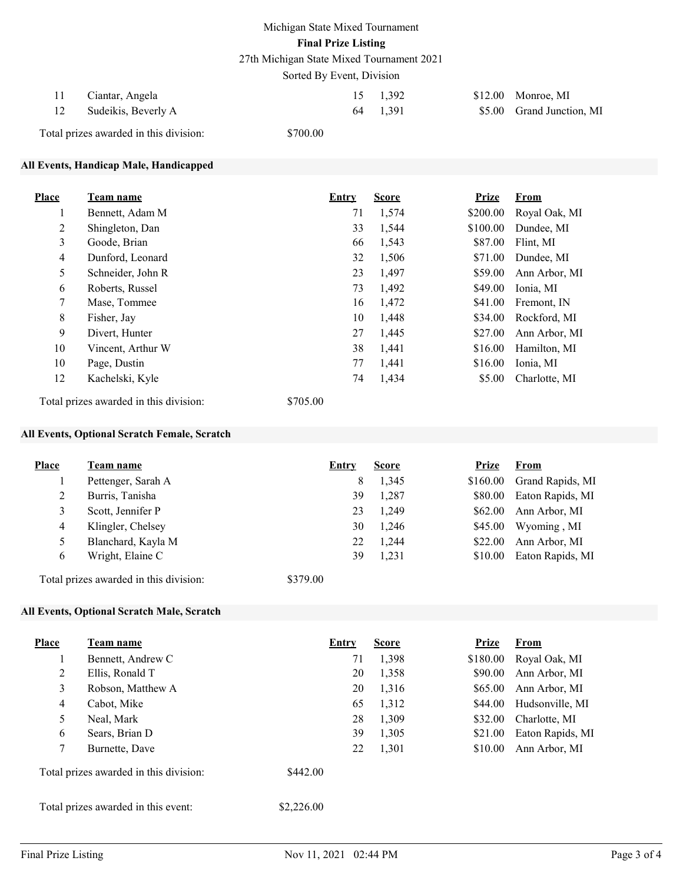| Place | Team name | Entry | Score | Prize | From |
| --- | --- | --- | --- | --- | --- |
| 11 | Ciantar, Angela | 15 | 1,392 | $12.00 | Monroe, MI |
| 12 | Sudeikis, Beverly A | 64 | 1,391 | $5.00 | Grand Junction, MI |

Total prizes awarded in this division: $700.00

### All Events, Handicap Male, Handicapped

| Place | Team name | Entry | Score | Prize | From |
| --- | --- | --- | --- | --- | --- |
| 1 | Bennett, Adam M | 71 | 1,574 | $200.00 | Royal Oak, MI |
| 2 | Shingleton, Dan | 33 | 1,544 | $100.00 | Dundee, MI |
| 3 | Goode, Brian | 66 | 1,543 | $87.00 | Flint, MI |
| 4 | Dunford, Leonard | 32 | 1,506 | $71.00 | Dundee, MI |
| 5 | Schneider, John R | 23 | 1,497 | $59.00 | Ann Arbor, MI |
| 6 | Roberts, Russel | 73 | 1,492 | $49.00 | Ionia, MI |
| 7 | Mase, Tommee | 16 | 1,472 | $41.00 | Fremont, IN |
| 8 | Fisher, Jay | 10 | 1,448 | $34.00 | Rockford, MI |
| 9 | Divert, Hunter | 27 | 1,445 | $27.00 | Ann Arbor, MI |
| 10 | Vincent, Arthur W | 38 | 1,441 | $16.00 | Hamilton, MI |
| 10 | Page, Dustin | 77 | 1,441 | $16.00 | Ionia, MI |
| 12 | Kachelski, Kyle | 74 | 1,434 | $5.00 | Charlotte, MI |

Total prizes awarded in this division: $705.00

### All Events, Optional Scratch Female, Scratch

| Place | Team name | Entry | Score | Prize | From |
| --- | --- | --- | --- | --- | --- |
| 1 | Pettenger, Sarah A | 8 | 1,345 | $160.00 | Grand Rapids, MI |
| 2 | Burris, Tanisha | 39 | 1,287 | $80.00 | Eaton Rapids, MI |
| 3 | Scott, Jennifer P | 23 | 1,249 | $62.00 | Ann Arbor, MI |
| 4 | Klingler, Chelsey | 30 | 1,246 | $45.00 | Wyoming , MI |
| 5 | Blanchard, Kayla M | 22 | 1,244 | $22.00 | Ann Arbor, MI |
| 6 | Wright, Elaine C | 39 | 1,231 | $10.00 | Eaton Rapids, MI |

Total prizes awarded in this division: $379.00

### All Events, Optional Scratch Male, Scratch

| Place | Team name | Entry | Score | Prize | From |
| --- | --- | --- | --- | --- | --- |
| 1 | Bennett, Andrew C | 71 | 1,398 | $180.00 | Royal Oak, MI |
| 2 | Ellis, Ronald T | 20 | 1,358 | $90.00 | Ann Arbor, MI |
| 3 | Robson, Matthew A | 20 | 1,316 | $65.00 | Ann Arbor, MI |
| 4 | Cabot, Mike | 65 | 1,312 | $44.00 | Hudsonville, MI |
| 5 | Neal, Mark | 28 | 1,309 | $32.00 | Charlotte, MI |
| 6 | Sears, Brian D | 39 | 1,305 | $21.00 | Eaton Rapids, MI |
| 7 | Burnette, Dave | 22 | 1,301 | $10.00 | Ann Arbor, MI |

Total prizes awarded in this division: $442.00

Total prizes awarded in this event: $2,226.00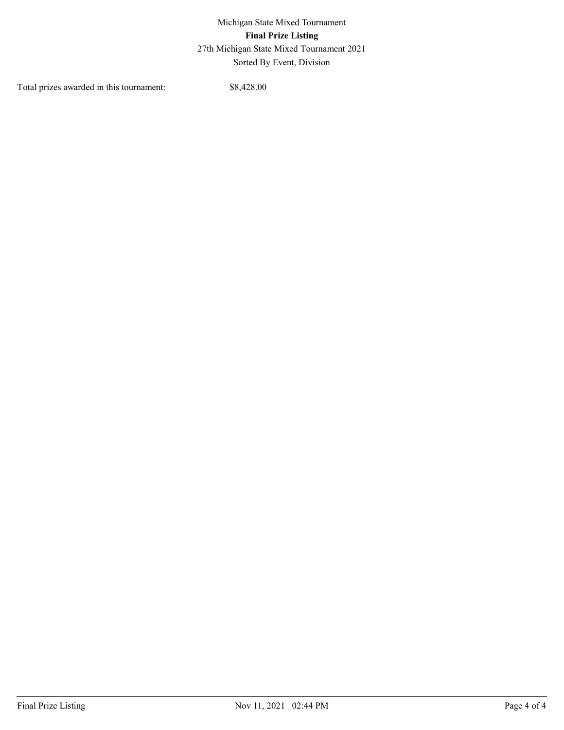Total prizes awarded in this tournament: $8,428.00